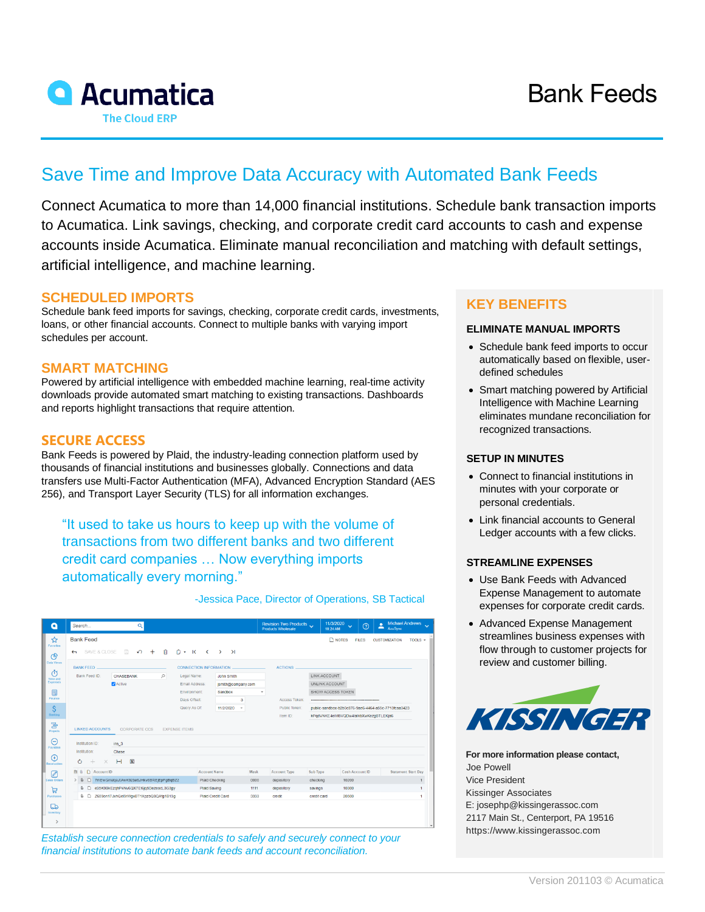# Acumatica

The Cloud ERP

# Bank Feeds

## Save Time and Improve Data Accuracy with Automated Bank Feeds

Connect Acumatica to more than 14,000 financial institutions. Schedule bank transaction imports to Acumatica. Link savings, checking, and corporate credit card accounts to cash and expense accounts inside Acumatica. Eliminate manual reconciliation and matching with default settings, artificial intelligence, and machine learning.

### SCHEDULED IMPORTS

Schedule bank feed imports for savings, checking, corporate credit cards, investments, loans, or other financial accounts. Connect to multiple banks with varying import schedules per account.

### SMART MATCHING

Powered by artificial intelligence with embedded machine learning, real-time activity downloads provide automated smart matching to existing transactions. Dashboards and reports highlight transactions that require attention.

### SECURE ACCESS

Bank Feeds is powered by Plaid, the industry-leading connection platform used by thousands of financial institutions and businesses globally. Connections and data transfers use Multi-Factor Authentication (MFA), Advanced Encryption Standard (AES 256), and Transport Layer Security (TLS) for all information exchanges.

> "It used to take us hours to keep up with the volume of transactions from two different banks and two different credit card companies … Now everything imports automatically every morning."
>
> -Jessica Pace, Director of Operations, SB Tactical

*Establish secure connection credentials to safely and securely connect to your financial institutions to automate bank feeds and account reconciliation.*

### KEY BENEFITS

#### ELIMINATE MANUAL IMPORTS

- Schedule bank feed imports to occur automatically based on flexible, user-defined schedules
- Smart matching powered by Artificial Intelligence with Machine Learning eliminates mundane reconciliation for recognized transactions.

#### SETUP IN MINUTES

- Connect to financial institutions in minutes with your corporate or personal credentials.
- Link financial accounts to General Ledger accounts with a few clicks.

#### STREAMLINE EXPENSES

- Use Bank Feeds with Advanced Expense Management to automate expenses for corporate credit cards.
- Advanced Expense Management streamlines business expenses with flow through to customer projects for review and customer billing.

KISSINGER

**For more information please contact,**
Joe Powell
Vice President
Kissinger Associates
E: josephp@kissingerassoc.com
2117 Main St., Centerport, PA 19516
https://www.kissingerassoc.com

Version 201103 © Acumatica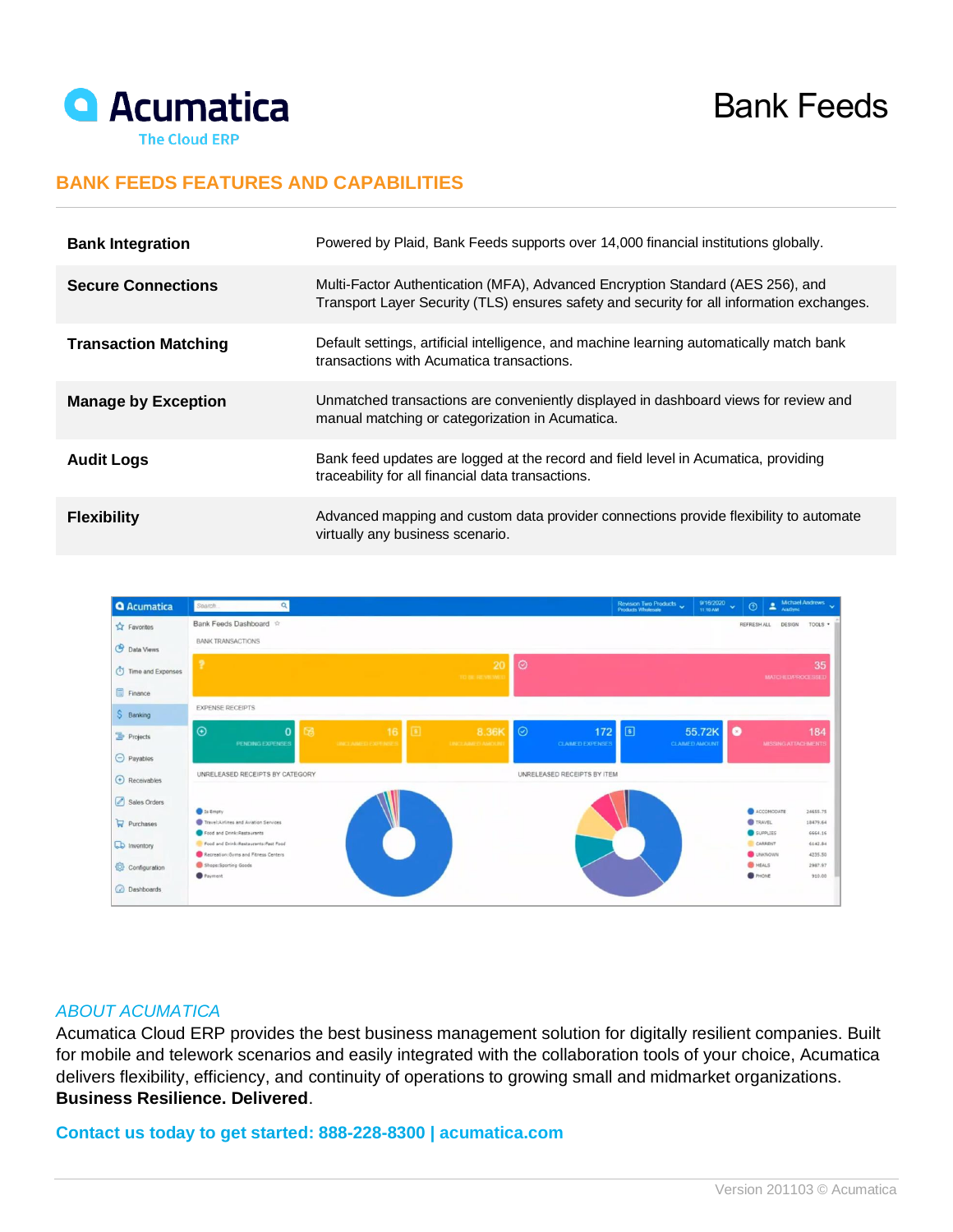# Bank Feeds

## BANK FEEDS FEATURES AND CAPABILITIES

| | |
|---|---|
| **Bank Integration** | Powered by Plaid, Bank Feeds supports over 14,000 financial institutions globally. |
| **Secure Connections** | Multi-Factor Authentication (MFA), Advanced Encryption Standard (AES 256), and Transport Layer Security (TLS) ensures safety and security for all information exchanges. |
| **Transaction Matching** | Default settings, artificial intelligence, and machine learning automatically match bank transactions with Acumatica transactions. |
| **Manage by Exception** | Unmatched transactions are conveniently displayed in dashboard views for review and manual matching or categorization in Acumatica. |
| **Audit Logs** | Bank feed updates are logged at the record and field level in Acumatica, providing traceability for all financial data transactions. |
| **Flexibility** | Advanced mapping and custom data provider connections provide flexibility to automate virtually any business scenario. |

*ABOUT ACUMATICA*

Acumatica Cloud ERP provides the best business management solution for digitally resilient companies. Built for mobile and telework scenarios and easily integrated with the collaboration tools of your choice, Acumatica delivers flexibility, efficiency, and continuity of operations to growing small and midmarket organizations. **Business Resilience. Delivered**.

**Contact us today to get started: 888-228-8300 | acumatica.com**

Version 201103 © Acumatica